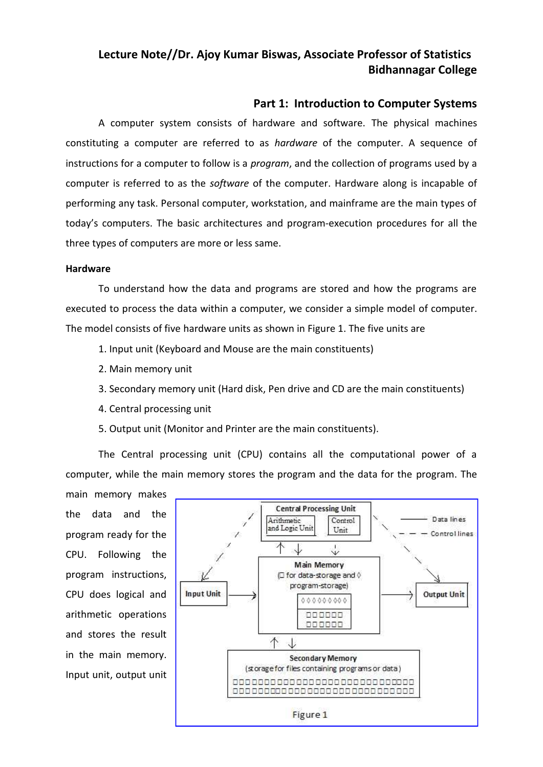# Lecture Note//Dr. Ajoy Kumar Biswas, Associate Professor of Statistics Bidhannagar College

## Part 1: Introduction to Computer Systems

A computer system consists of hardware and software. The physical machines constituting a computer are referred to as *hardware* of the computer. A sequence of instructions for a computer to follow is a *program*, and the collection of programs used by a computer is referred to as the *software* of the computer. Hardware along is incapable of performing any task. Personal computer, workstation, and mainframe are the main types of today's computers. The basic architectures and program-execution procedures for all the three types of computers are more or less same.

### Hardware

To understand how the data and programs are stored and how the programs are executed to process the data within a computer, we consider a simple model of computer. The model consists of five hardware units as shown in Figure 1. The five units are

1. Input unit (Keyboard and Mouse are the main constituents)
2. Main memory unit
3. Secondary memory unit (Hard disk, Pen drive and CD are the main constituents)
4. Central processing unit
5. Output unit (Monitor and Printer are the main constituents).

The Central processing unit (CPU) contains all the computational power of a computer, while the main memory stores the program and the data for the program. The main memory makes the data and the program ready for the CPU. Following the program instructions, CPU does logical and arithmetic operations and stores the result in the main memory. Input unit, output unit

Central Processing Unit: Arithmetic and Logic Unit, Control Unit. Main Memory (□ for data-storage and ◊ program-storage). Secondary Memory (storage for files containing programs or data). Input Unit. Output Unit. —— Data lines; — — Control lines.

Figure 1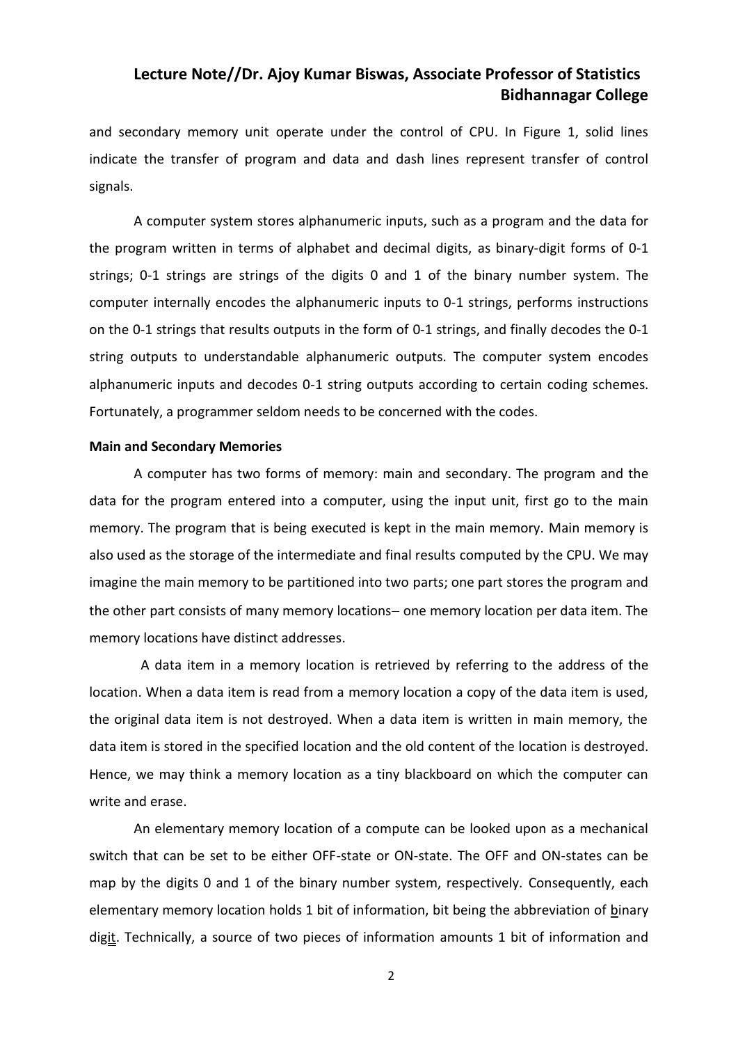and secondary memory unit operate under the control of CPU. In Figure 1, solid lines indicate the transfer of program and data and dash lines represent transfer of control signals.

A computer system stores alphanumeric inputs, such as a program and the data for the program written in terms of alphabet and decimal digits, as binary-digit forms of 0-1 strings; 0-1 strings are strings of the digits 0 and 1 of the binary number system. The computer internally encodes the alphanumeric inputs to 0-1 strings, performs instructions on the 0-1 strings that results outputs in the form of 0-1 strings, and finally decodes the 0-1 string outputs to understandable alphanumeric outputs. The computer system encodes alphanumeric inputs and decodes 0-1 string outputs according to certain coding schemes. Fortunately, a programmer seldom needs to be concerned with the codes.

**Main and Secondary Memories**

A computer has two forms of memory: main and secondary. The program and the data for the program entered into a computer, using the input unit, first go to the main memory. The program that is being executed is kept in the main memory. Main memory is also used as the storage of the intermediate and final results computed by the CPU. We may imagine the main memory to be partitioned into two parts; one part stores the program and the other part consists of many memory locations– one memory location per data item. The memory locations have distinct addresses.

A data item in a memory location is retrieved by referring to the address of the location. When a data item is read from a memory location a copy of the data item is used, the original data item is not destroyed. When a data item is written in main memory, the data item is stored in the specified location and the old content of the location is destroyed. Hence, we may think a memory location as a tiny blackboard on which the computer can write and erase.

An elementary memory location of a compute can be looked upon as a mechanical switch that can be set to be either OFF-state or ON-state. The OFF and ON-states can be map by the digits 0 and 1 of the binary number system, respectively. Consequently, each elementary memory location holds 1 bit of information, bit being the abbreviation of binary digit. Technically, a source of two pieces of information amounts 1 bit of information and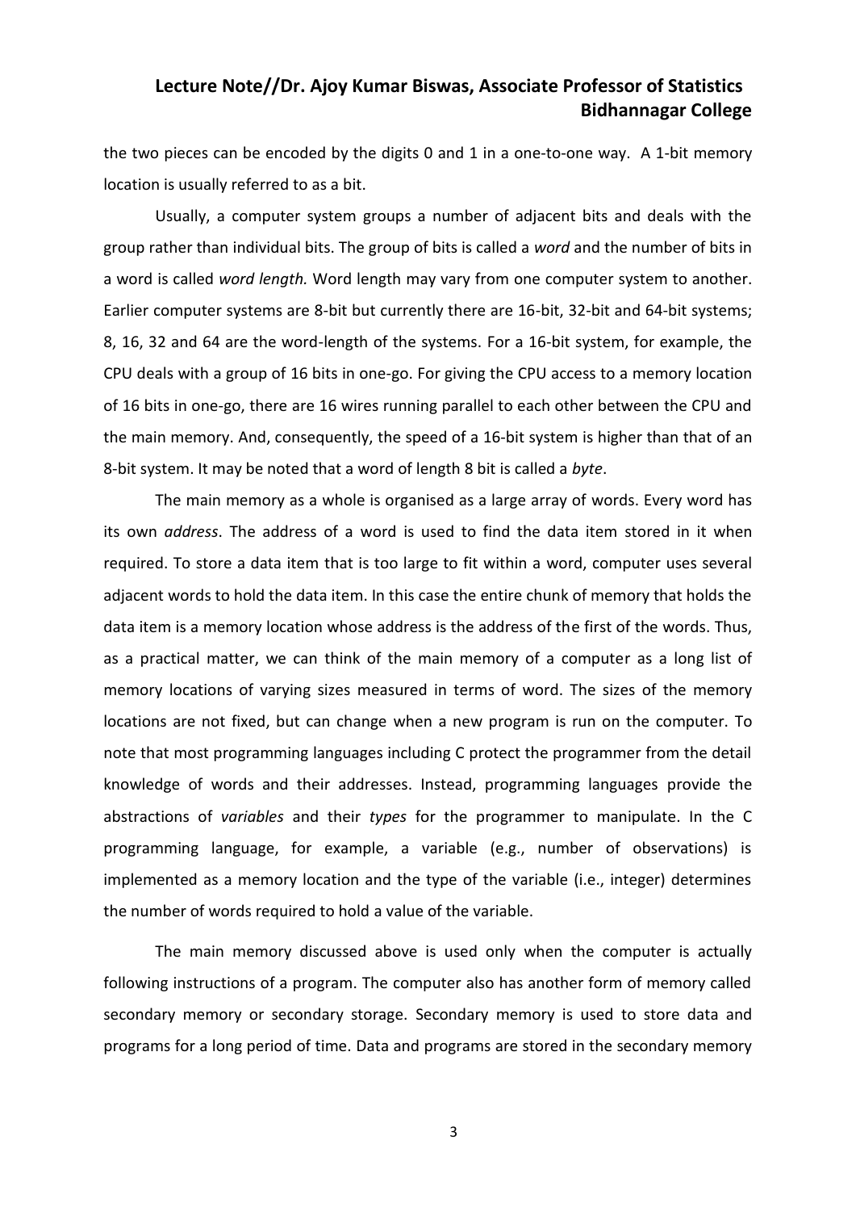the two pieces can be encoded by the digits 0 and 1 in a one-to-one way. A 1-bit memory location is usually referred to as a bit.

Usually, a computer system groups a number of adjacent bits and deals with the group rather than individual bits. The group of bits is called a *word* and the number of bits in a word is called *word length.* Word length may vary from one computer system to another. Earlier computer systems are 8-bit but currently there are 16-bit, 32-bit and 64-bit systems; 8, 16, 32 and 64 are the word-length of the systems. For a 16-bit system, for example, the CPU deals with a group of 16 bits in one-go. For giving the CPU access to a memory location of 16 bits in one-go, there are 16 wires running parallel to each other between the CPU and the main memory. And, consequently, the speed of a 16-bit system is higher than that of an 8-bit system. It may be noted that a word of length 8 bit is called a *byte*.

The main memory as a whole is organised as a large array of words. Every word has its own *address*. The address of a word is used to find the data item stored in it when required. To store a data item that is too large to fit within a word, computer uses several adjacent words to hold the data item. In this case the entire chunk of memory that holds the data item is a memory location whose address is the address of the first of the words. Thus, as a practical matter, we can think of the main memory of a computer as a long list of memory locations of varying sizes measured in terms of word. The sizes of the memory locations are not fixed, but can change when a new program is run on the computer. To note that most programming languages including C protect the programmer from the detail knowledge of words and their addresses. Instead, programming languages provide the abstractions of *variables* and their *types* for the programmer to manipulate. In the C programming language, for example, a variable (e.g., number of observations) is implemented as a memory location and the type of the variable (i.e., integer) determines the number of words required to hold a value of the variable.

The main memory discussed above is used only when the computer is actually following instructions of a program. The computer also has another form of memory called secondary memory or secondary storage. Secondary memory is used to store data and programs for a long period of time. Data and programs are stored in the secondary memory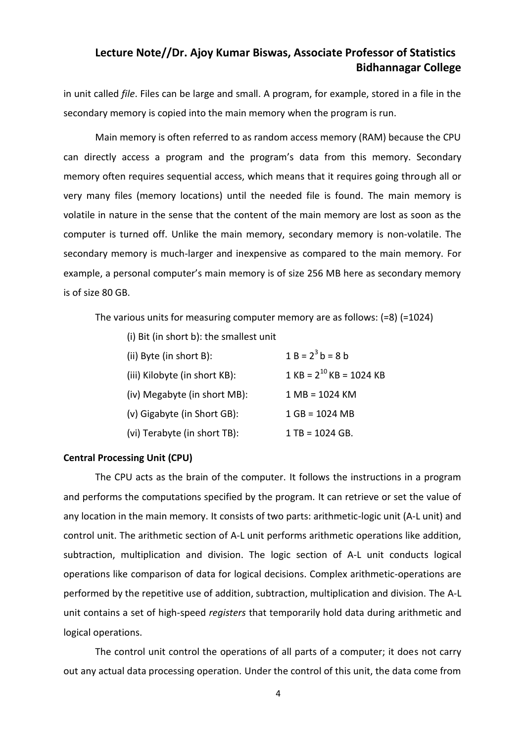in unit called *file*. Files can be large and small. A program, for example, stored in a file in the secondary memory is copied into the main memory when the program is run.

Main memory is often referred to as random access memory (RAM) because the CPU can directly access a program and the program's data from this memory. Secondary memory often requires sequential access, which means that it requires going through all or very many files (memory locations) until the needed file is found. The main memory is volatile in nature in the sense that the content of the main memory are lost as soon as the computer is turned off. Unlike the main memory, secondary memory is non-volatile. The secondary memory is much-larger and inexpensive as compared to the main memory. For example, a personal computer's main memory is of size 256 MB here as secondary memory is of size 80 GB.

The various units for measuring computer memory are as follows: (=8) (=1024)

(i) Bit (in short b): the smallest unit

(ii) Byte (in short B): $1 \text{ B} = 2^3 \text{ b} = 8 \text{ b}$

(iii) Kilobyte (in short KB): $1 \text{ KB} = 2^{10} \text{ KB} = 1024 \text{ KB}$

(iv) Megabyte (in short MB): 1 MB = 1024 KM

(v) Gigabyte (in Short GB): 1 GB = 1024 MB

(vi) Terabyte (in short TB): 1 TB = 1024 GB.

**Central Processing Unit (CPU)**

The CPU acts as the brain of the computer. It follows the instructions in a program and performs the computations specified by the program. It can retrieve or set the value of any location in the main memory. It consists of two parts: arithmetic-logic unit (A-L unit) and control unit. The arithmetic section of A-L unit performs arithmetic operations like addition, subtraction, multiplication and division. The logic section of A-L unit conducts logical operations like comparison of data for logical decisions. Complex arithmetic-operations are performed by the repetitive use of addition, subtraction, multiplication and division. The A-L unit contains a set of high-speed *registers* that temporarily hold data during arithmetic and logical operations.

The control unit control the operations of all parts of a computer; it does not carry out any actual data processing operation. Under the control of this unit, the data come from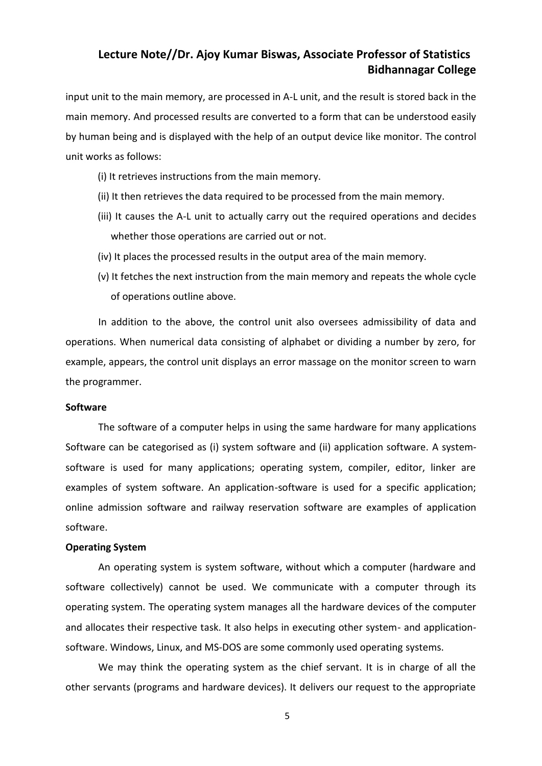input unit to the main memory, are processed in A-L unit, and the result is stored back in the main memory. And processed results are converted to a form that can be understood easily by human being and is displayed with the help of an output device like monitor. The control unit works as follows:

(i) It retrieves instructions from the main memory.

(ii) It then retrieves the data required to be processed from the main memory.

(iii) It causes the A-L unit to actually carry out the required operations and decides whether those operations are carried out or not.

(iv) It places the processed results in the output area of the main memory.

(v) It fetches the next instruction from the main memory and repeats the whole cycle of operations outline above.

In addition to the above, the control unit also oversees admissibility of data and operations. When numerical data consisting of alphabet or dividing a number by zero, for example, appears, the control unit displays an error massage on the monitor screen to warn the programmer.

**Software**

The software of a computer helps in using the same hardware for many applications Software can be categorised as (i) system software and (ii) application software. A system-software is used for many applications; operating system, compiler, editor, linker are examples of system software. An application-software is used for a specific application; online admission software and railway reservation software are examples of application software.

**Operating System**

An operating system is system software, without which a computer (hardware and software collectively) cannot be used. We communicate with a computer through its operating system. The operating system manages all the hardware devices of the computer and allocates their respective task. It also helps in executing other system- and application-software. Windows, Linux, and MS-DOS are some commonly used operating systems.

We may think the operating system as the chief servant. It is in charge of all the other servants (programs and hardware devices). It delivers our request to the appropriate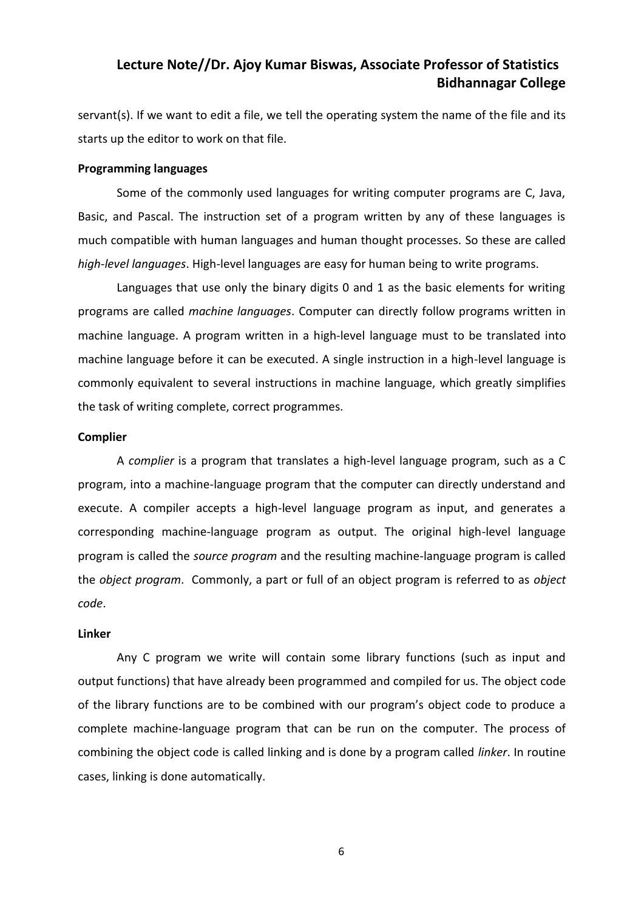servant(s). If we want to edit a file, we tell the operating system the name of the file and its starts up the editor to work on that file.

**Programming languages**

Some of the commonly used languages for writing computer programs are C, Java, Basic, and Pascal. The instruction set of a program written by any of these languages is much compatible with human languages and human thought processes. So these are called *high-level languages*. High-level languages are easy for human being to write programs.

Languages that use only the binary digits 0 and 1 as the basic elements for writing programs are called *machine languages*. Computer can directly follow programs written in machine language. A program written in a high-level language must to be translated into machine language before it can be executed. A single instruction in a high-level language is commonly equivalent to several instructions in machine language, which greatly simplifies the task of writing complete, correct programmes.

**Complier**

A *complier* is a program that translates a high-level language program, such as a C program, into a machine-language program that the computer can directly understand and execute. A compiler accepts a high-level language program as input, and generates a corresponding machine-language program as output. The original high-level language program is called the *source program* and the resulting machine-language program is called the *object program*. Commonly, a part or full of an object program is referred to as *object code*.

**Linker**

Any C program we write will contain some library functions (such as input and output functions) that have already been programmed and compiled for us. The object code of the library functions are to be combined with our program's object code to produce a complete machine-language program that can be run on the computer. The process of combining the object code is called linking and is done by a program called *linker*. In routine cases, linking is done automatically.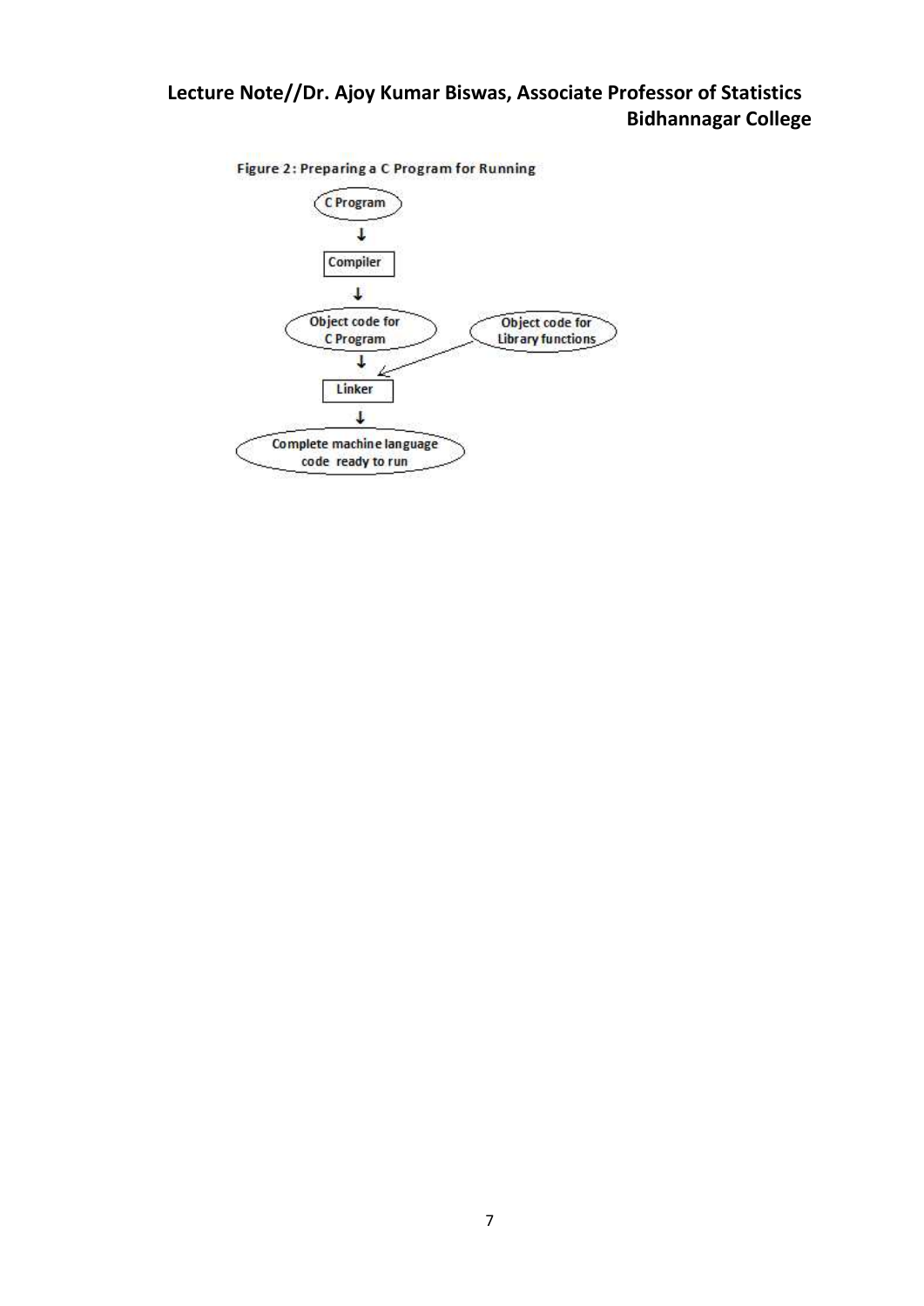Figure 2: Preparing a C Program for Running

C Program

Compiler

Object code for C Program

Object code for Library functions

Linker

Complete machine language code ready to run